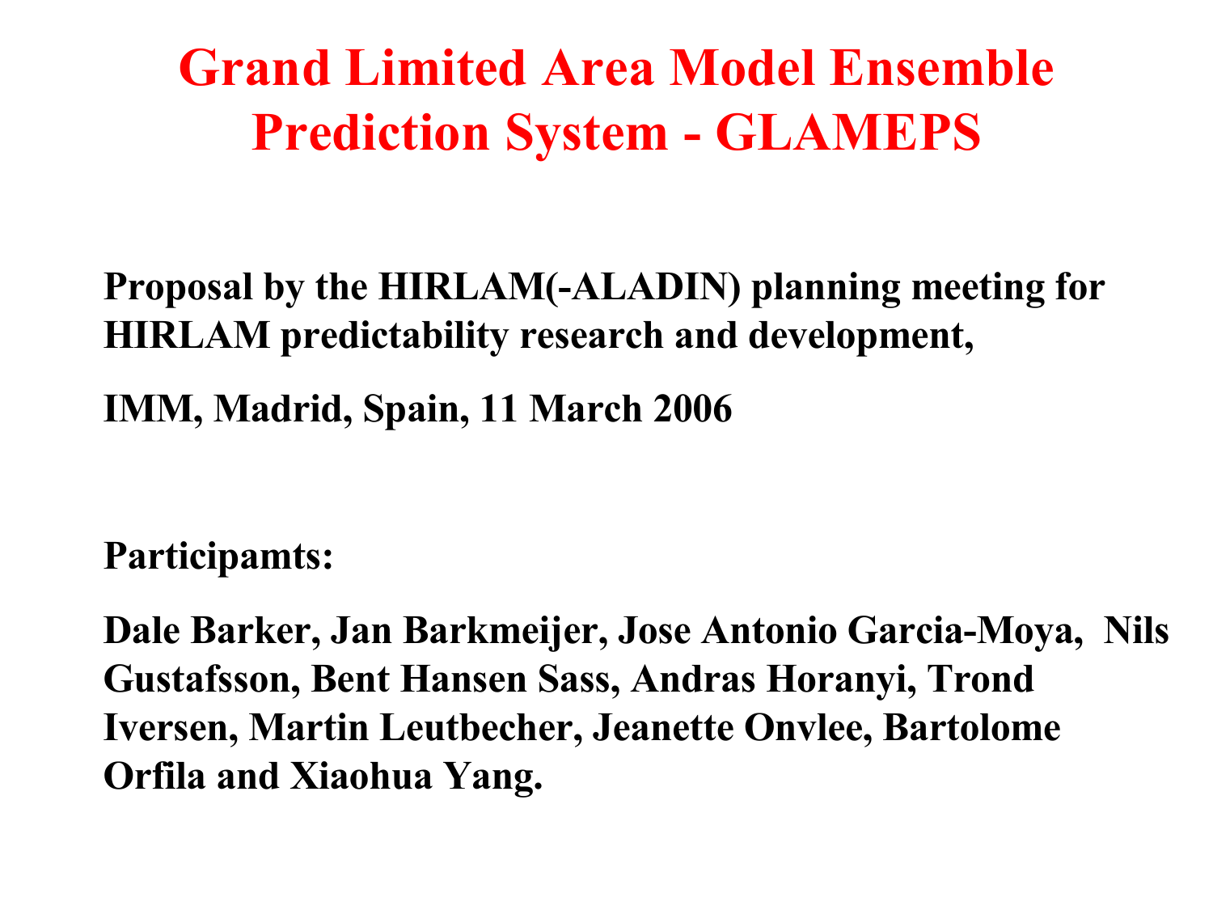# Grand Limited Area Model Ensemble Prediction System - GLAMEPS

**Proposal by the HIRLAM(-ALADIN) planning meeting for HIRLAM predictability research and development,**

**IMM, Madrid, Spain, 11 March 2006**

**Participamts:**

**Dale Barker, Jan Barkmeijer, Jose Antonio Garcia-Moya, Nils Gustafsson, Bent Hansen Sass, Andras Horanyi, Trond Iversen, Martin Leutbecher, Jeanette Onvlee, Bartolome Orfila and Xiaohua Yang.**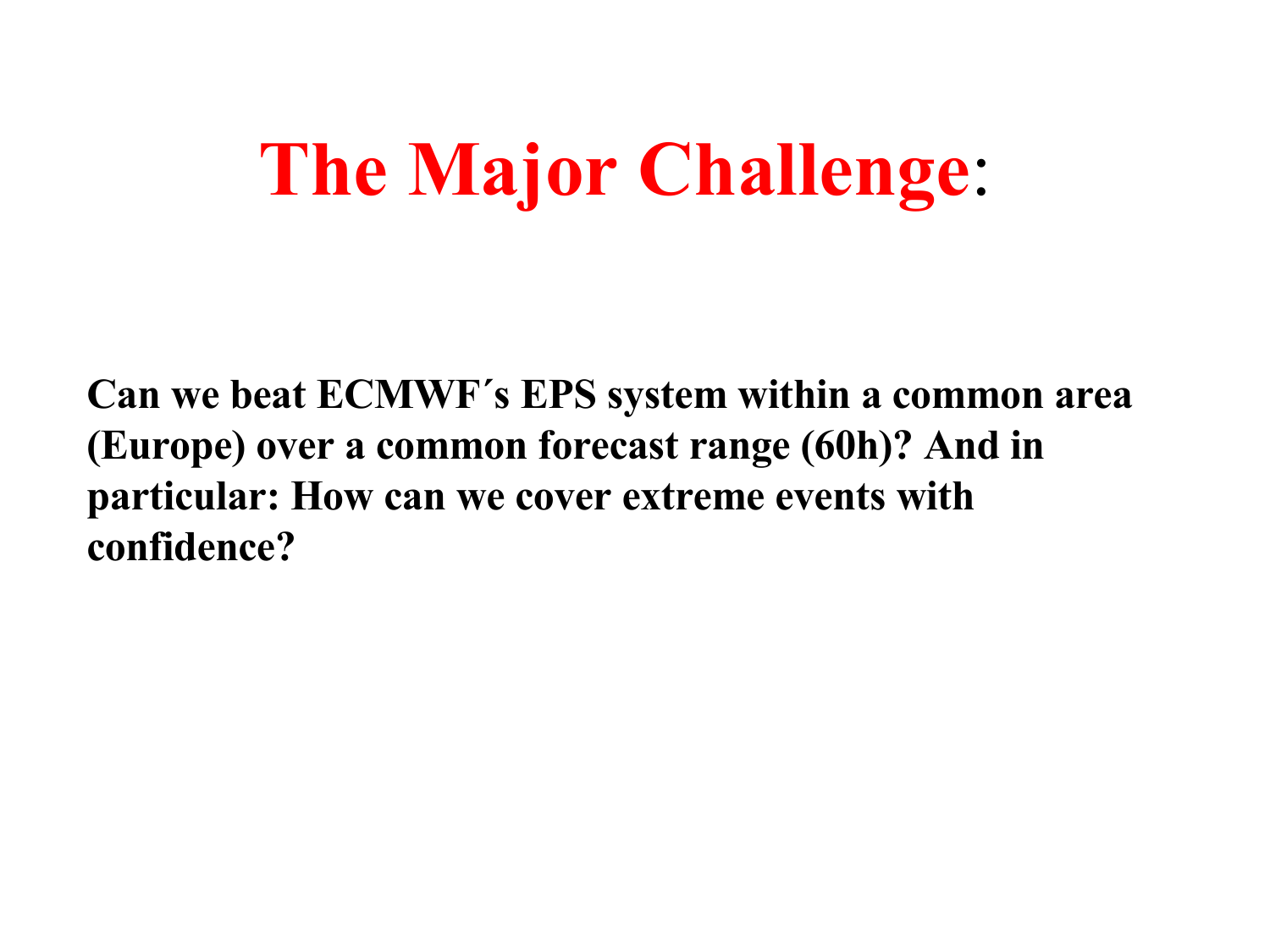# The Major Challenge:

**Can we beat ECMWF´s EPS system within a common area (Europe) over a common forecast range (60h)? And in particular: How can we cover extreme events with confidence?**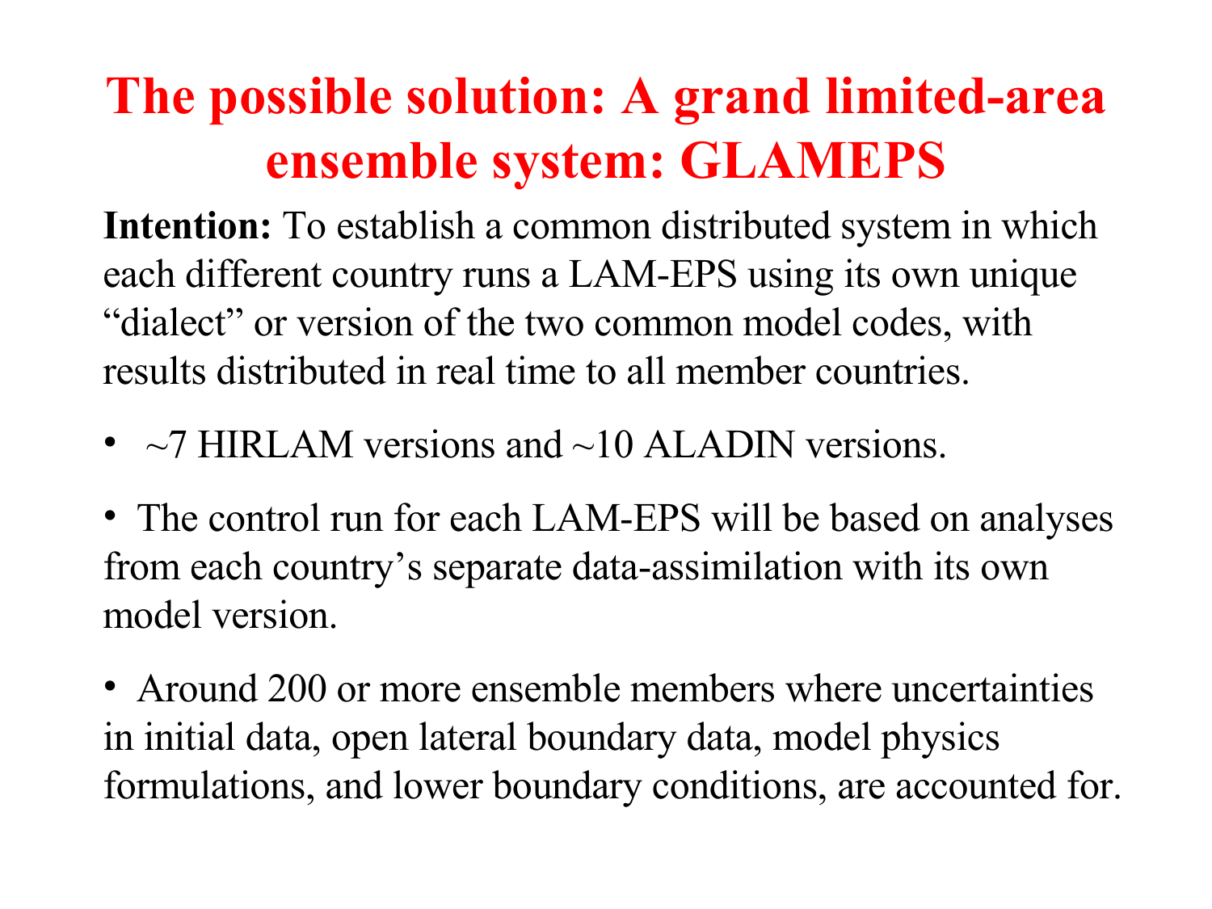# The possible solution: A grand limited-area ensemble system: GLAMEPS

**Intention:** To establish a common distributed system in which each different country runs a LAM-EPS using its own unique "dialect" or version of the two common model codes, with results distributed in real time to all member countries.

- ~7 HIRLAM versions and ~10 ALADIN versions.
- The control run for each LAM-EPS will be based on analyses from each country's separate data-assimilation with its own model version.
- Around 200 or more ensemble members where uncertainties in initial data, open lateral boundary data, model physics formulations, and lower boundary conditions, are accounted for.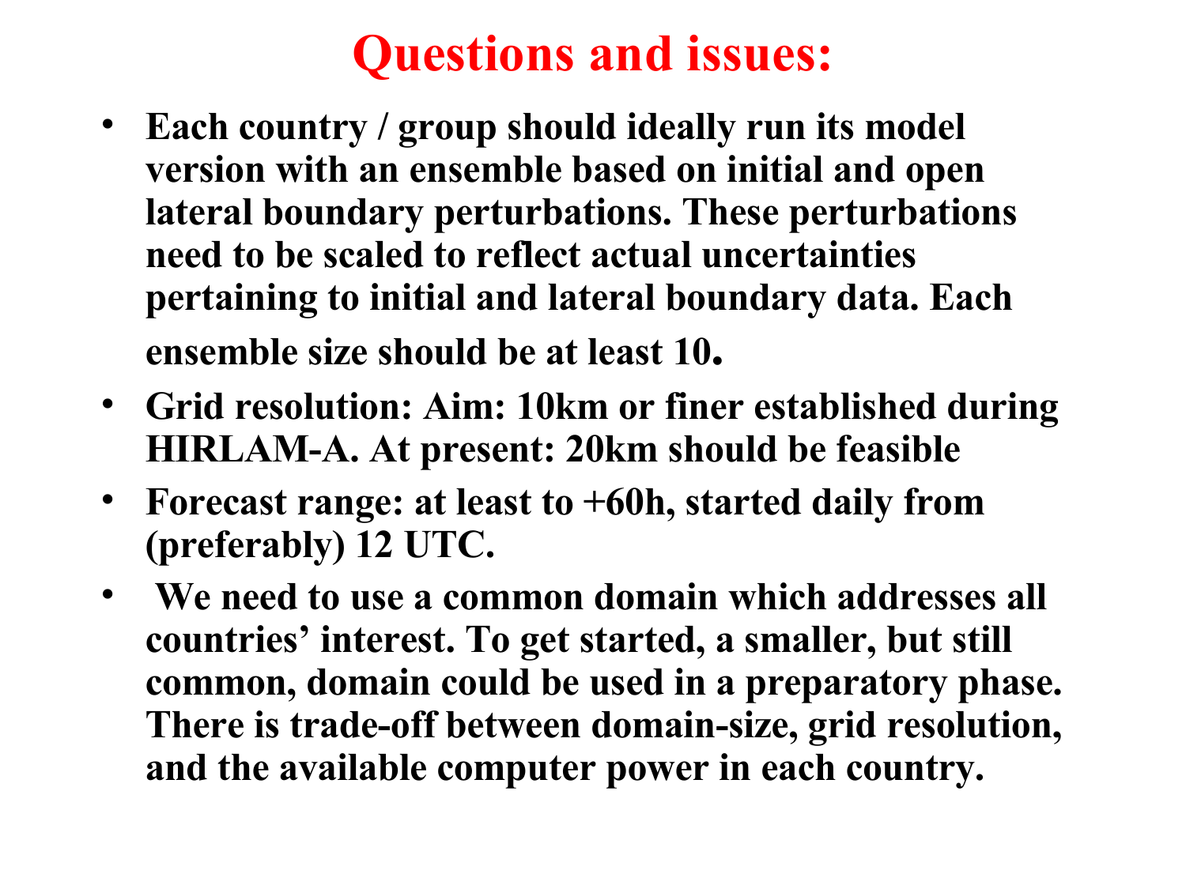# Questions and issues:

- **Each country / group should ideally run its model version with an ensemble based on initial and open lateral boundary perturbations. These perturbations need to be scaled to reflect actual uncertainties pertaining to initial and lateral boundary data. Each ensemble size should be at least 10.**
- **Grid resolution: Aim: 10km or finer established during HIRLAM-A. At present: 20km should be feasible**
- **Forecast range: at least to +60h, started daily from (preferably) 12 UTC.**
- **We need to use a common domain which addresses all countries' interest. To get started, a smaller, but still common, domain could be used in a preparatory phase. There is trade-off between domain-size, grid resolution, and the available computer power in each country.**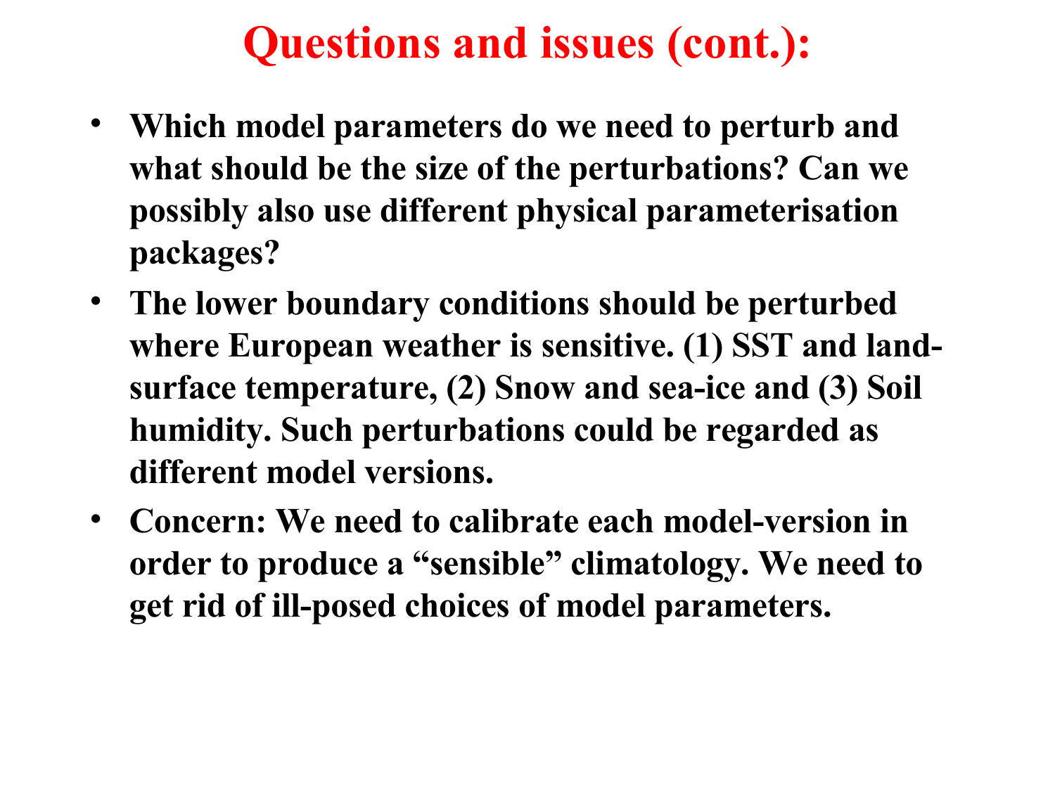# Questions and issues (cont.):

- **Which model parameters do we need to perturb and what should be the size of the perturbations? Can we possibly also use different physical parameterisation packages?**
- **The lower boundary conditions should be perturbed where European weather is sensitive. (1) SST and land-surface temperature, (2) Snow and sea-ice and (3) Soil humidity. Such perturbations could be regarded as different model versions.**
- **Concern: We need to calibrate each model-version in order to produce a "sensible" climatology. We need to get rid of ill-posed choices of model parameters.**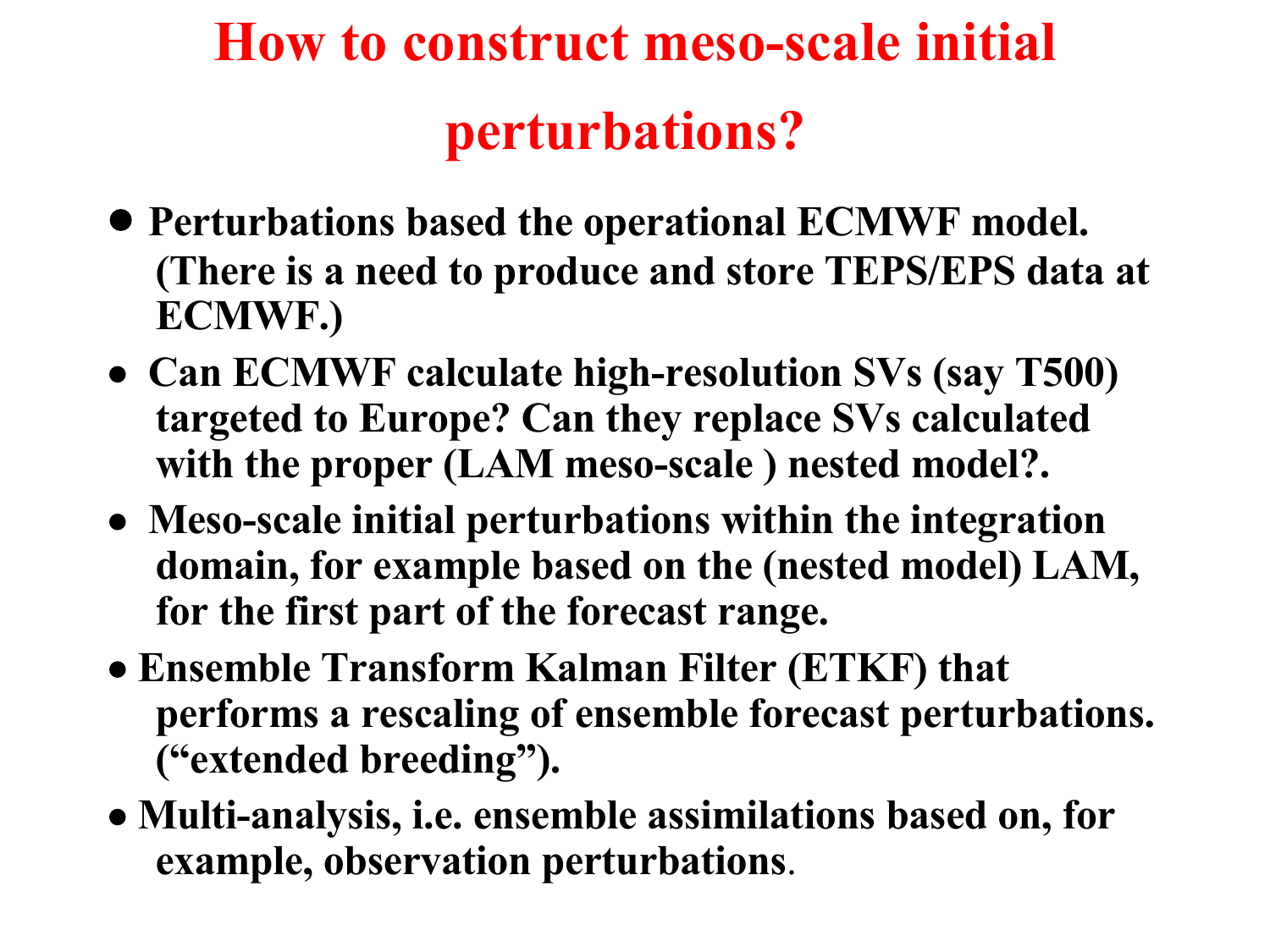# How to construct meso-scale initial perturbations?

- **Perturbations based the operational ECMWF model. (There is a need to produce and store TEPS/EPS data at ECMWF.)**
- **Can ECMWF calculate high-resolution SVs (say T500) targeted to Europe? Can they replace SVs calculated with the proper (LAM meso-scale ) nested model?.**
- **Meso-scale initial perturbations within the integration domain, for example based on the (nested model) LAM, for the first part of the forecast range.**
- **Ensemble Transform Kalman Filter (ETKF) that performs a rescaling of ensemble forecast perturbations. ("extended breeding").**
- **Multi-analysis, i.e. ensemble assimilations based on, for example, observation perturbations**.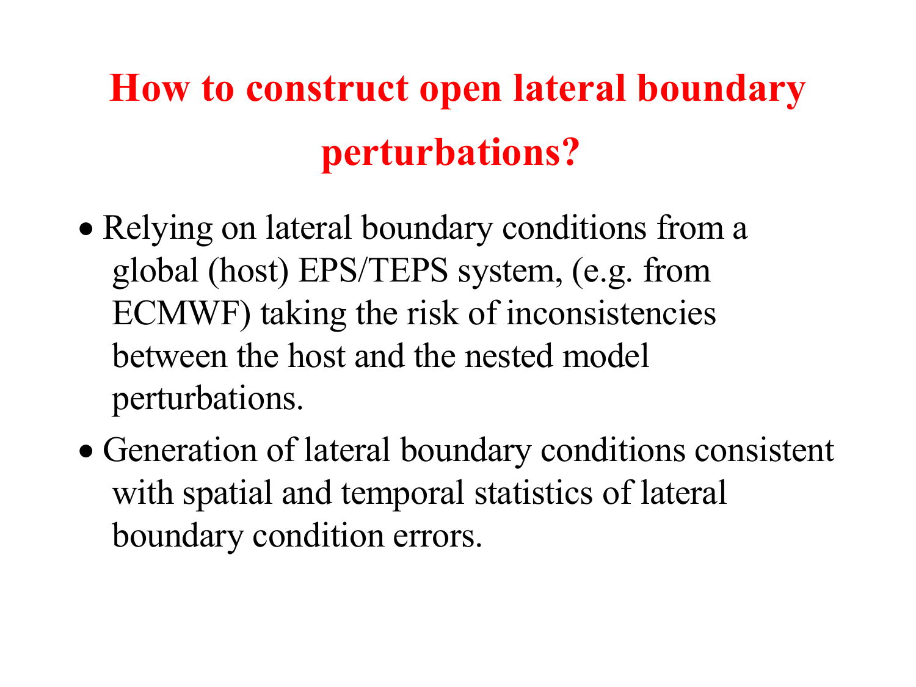# How to construct open lateral boundary perturbations?

- Relying on lateral boundary conditions from a global (host) EPS/TEPS system, (e.g. from ECMWF) taking the risk of inconsistencies between the host and the nested model perturbations.
- Generation of lateral boundary conditions consistent with spatial and temporal statistics of lateral boundary condition errors.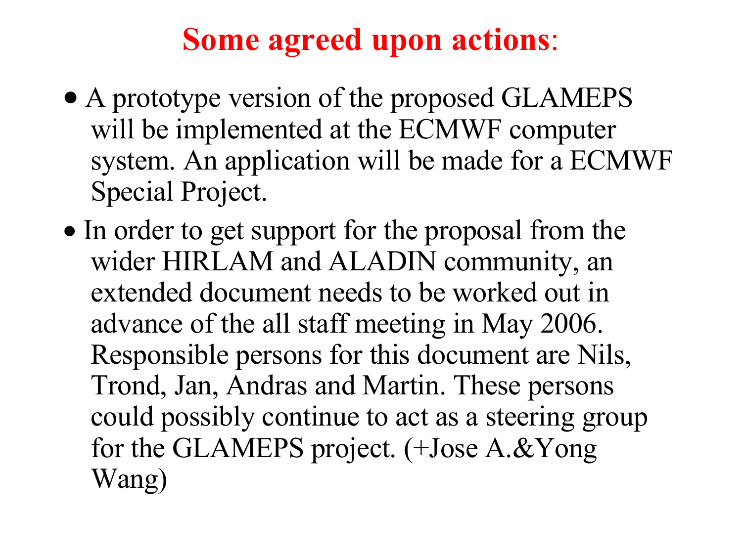# **Some agreed upon actions**:

- A prototype version of the proposed GLAMEPS will be implemented at the ECMWF computer system. An application will be made for a ECMWF Special Project.
- In order to get support for the proposal from the wider HIRLAM and ALADIN community, an extended document needs to be worked out in advance of the all staff meeting in May 2006. Responsible persons for this document are Nils, Trond, Jan, Andras and Martin. These persons could possibly continue to act as a steering group for the GLAMEPS project. (+Jose A.&Yong Wang)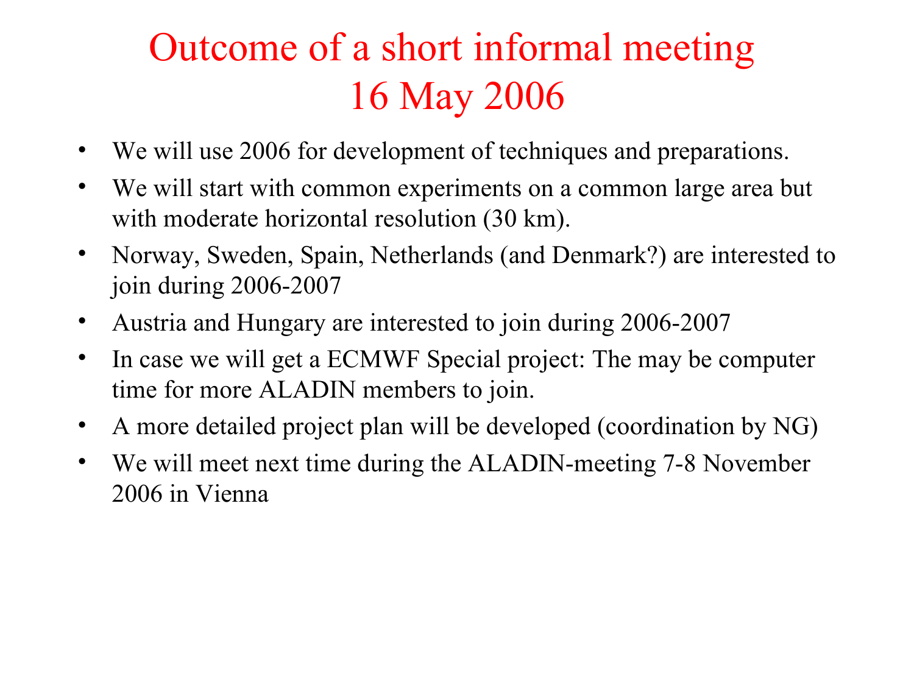# Outcome of a short informal meeting 16 May 2006

- We will use 2006 for development of techniques and preparations.
- We will start with common experiments on a common large area but with moderate horizontal resolution (30 km).
- Norway, Sweden, Spain, Netherlands (and Denmark?) are interested to join during 2006-2007
- Austria and Hungary are interested to join during 2006-2007
- In case we will get a ECMWF Special project: The may be computer time for more ALADIN members to join.
- A more detailed project plan will be developed (coordination by NG)
- We will meet next time during the ALADIN-meeting 7-8 November 2006 in Vienna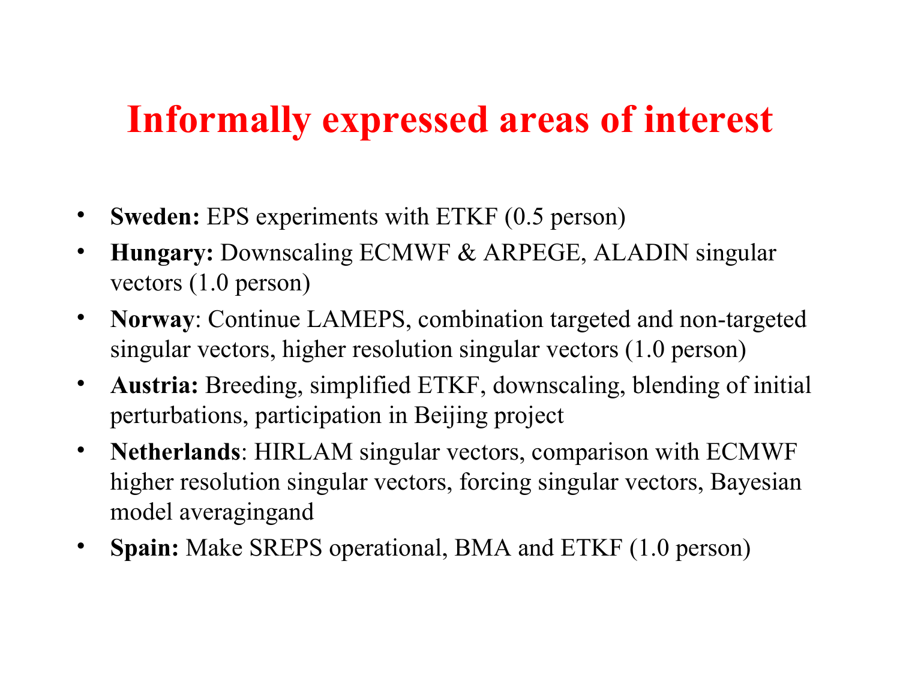# Informally expressed areas of interest

- **Sweden:** EPS experiments with ETKF (0.5 person)
- **Hungary:** Downscaling ECMWF & ARPEGE, ALADIN singular vectors (1.0 person)
- **Norway**: Continue LAMEPS, combination targeted and non-targeted singular vectors, higher resolution singular vectors (1.0 person)
- **Austria:** Breeding, simplified ETKF, downscaling, blending of initial perturbations, participation in Beijing project
- **Netherlands**: HIRLAM singular vectors, comparison with ECMWF higher resolution singular vectors, forcing singular vectors, Bayesian model averagingand
- **Spain:** Make SREPS operational, BMA and ETKF (1.0 person)